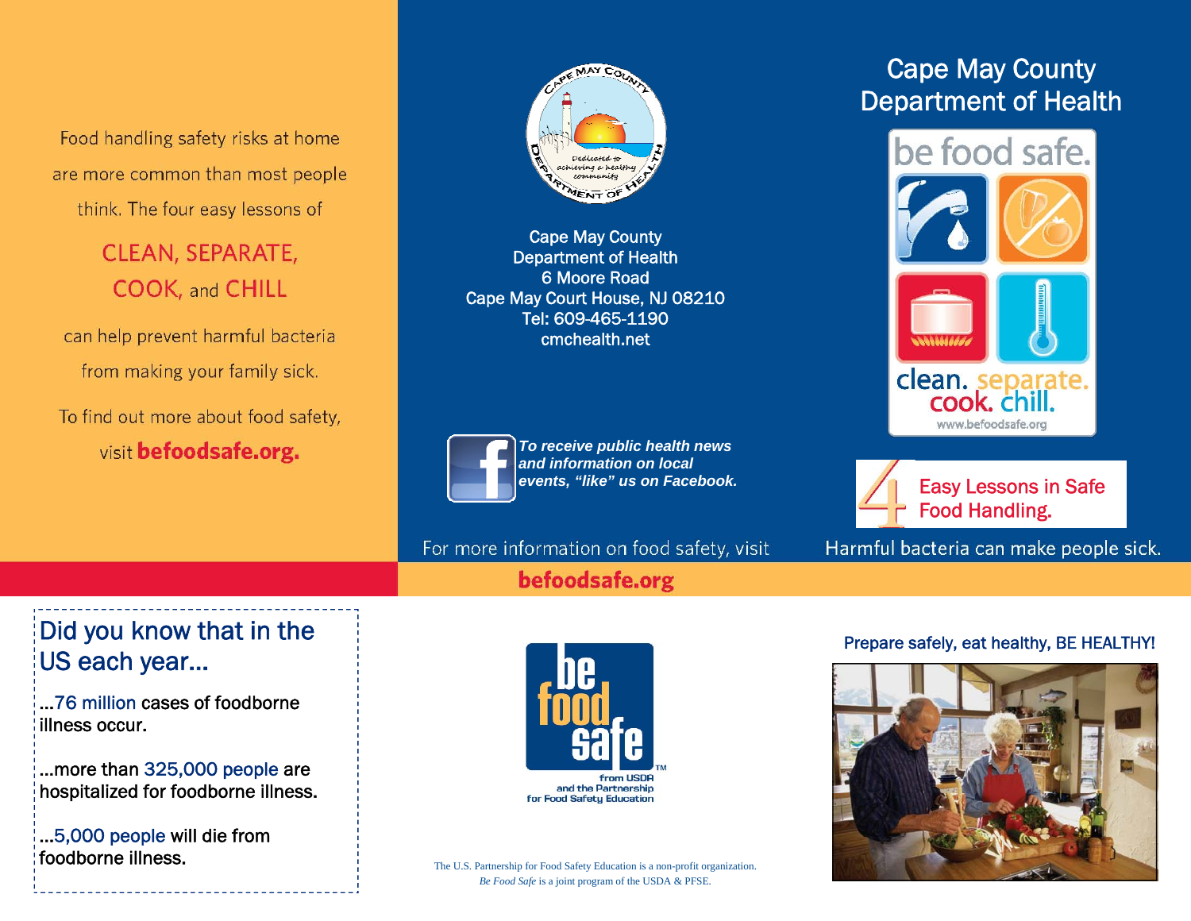Food handling safety risks at home are more common than most people think. The four easy lessons of

**CLEAN, SEPARATE, COOK, and CHILL**

can help prevent harmful bacteria from making your family sick.

To find out more about food safety, visit **befoodsafe.org.**

Cape May County
Department of Health
6 Moore Road
Cape May Court House, NJ 08210
Tel: 609-465-1190
cmchealth.net

*To receive public health news and information on local events, "like" us on Facebook.*

For more information on food safety, visit

**befoodsafe.org**

# Cape May County Department of Health

be food safe.

clean. separate. cook. chill.

www.befoodsafe.org

## 4 Easy Lessons in Safe Food Handling.

Harmful bacteria can make people sick.

## Did you know that in the US each year...

...76 million cases of foodborne illness occur.

...more than 325,000 people are hospitalized for foodborne illness.

...5,000 people will die from foodborne illness.

be food safe™
from USDA and the Partnership for Food Safety Education

The U.S. Partnership for Food Safety Education is a non-profit organization.
*Be Food Safe* is a joint program of the USDA & PFSE.

Prepare safely, eat healthy, BE HEALTHY!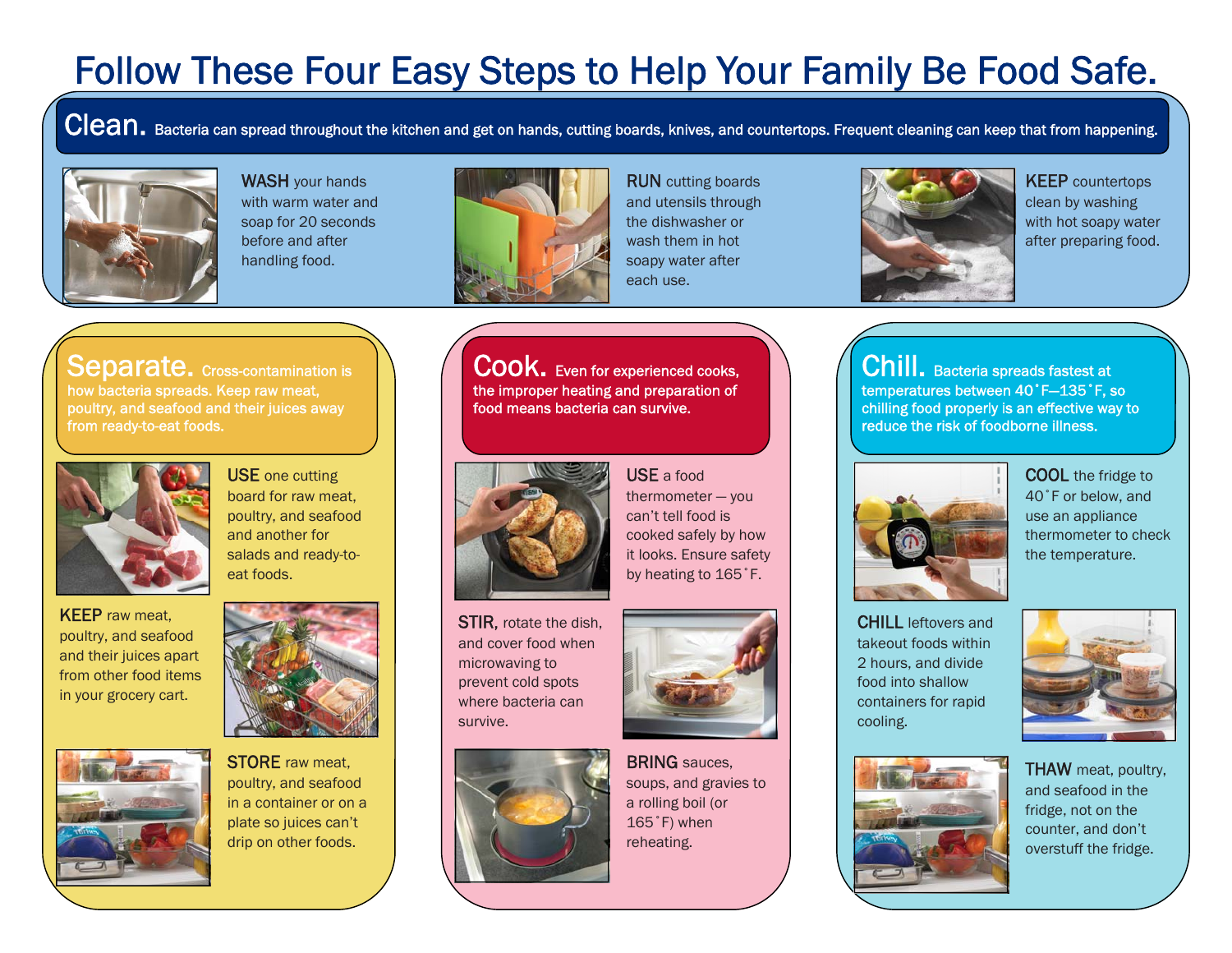# Follow These Four Easy Steps to Help Your Family Be Food Safe.

## Clean.

Bacteria can spread throughout the kitchen and get on hands, cutting boards, knives, and countertops. Frequent cleaning can keep that from happening.

**WASH** your hands with warm water and soap for 20 seconds before and after handling food.

**RUN** cutting boards and utensils through the dishwasher or wash them in hot soapy water after each use.

**KEEP** countertops clean by washing with hot soapy water after preparing food.

## Separate.

Cross-contamination is how bacteria spreads. Keep raw meat, poultry, and seafood and their juices away from ready-to-eat foods.

**USE** one cutting board for raw meat, poultry, and seafood and another for salads and ready-to-eat foods.

**KEEP** raw meat, poultry, and seafood and their juices apart from other food items in your grocery cart.

**STORE** raw meat, poultry, and seafood in a container or on a plate so juices can't drip on other foods.

## Cook.

Even for experienced cooks, the improper heating and preparation of food means bacteria can survive.

**USE** a food thermometer — you can't tell food is cooked safely by how it looks. Ensure safety by heating to 165˚F.

**STIR,** rotate the dish, and cover food when microwaving to prevent cold spots where bacteria can survive.

**BRING** sauces, soups, and gravies to a rolling boil (or 165˚F) when reheating.

## Chill.

Bacteria spreads fastest at temperatures between 40˚F—135˚F, so chilling food properly is an effective way to reduce the risk of foodborne illness.

**COOL** the fridge to 40˚F or below, and use an appliance thermometer to check the temperature.

**CHILL** leftovers and takeout foods within 2 hours, and divide food into shallow containers for rapid cooling.

**THAW** meat, poultry, and seafood in the fridge, not on the counter, and don't overstuff the fridge.